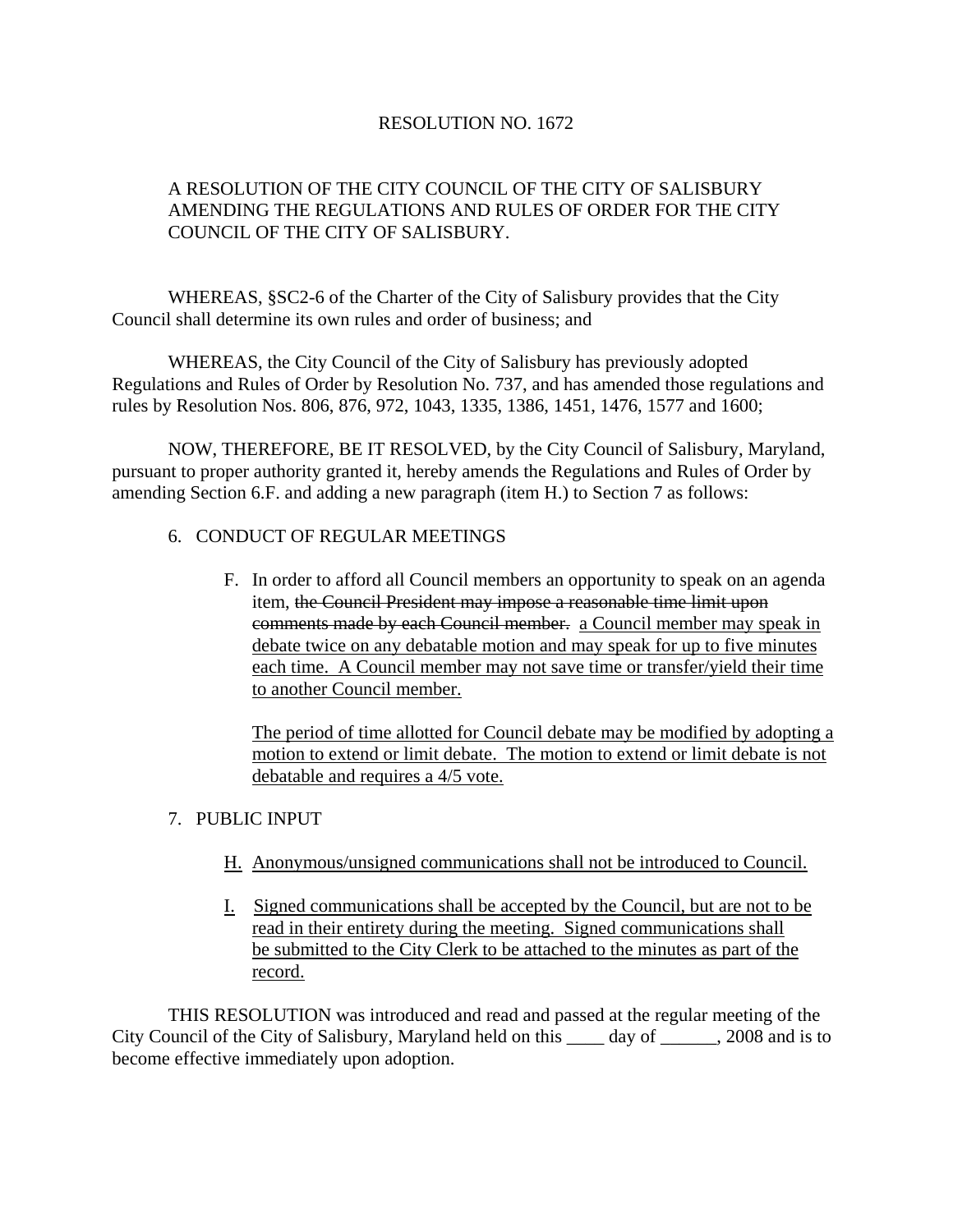RESOLUTION NO. 1672

A RESOLUTION OF THE CITY COUNCIL OF THE CITY OF SALISBURY AMENDING THE REGULATIONS AND RULES OF ORDER FOR THE CITY COUNCIL OF THE CITY OF SALISBURY.

WHEREAS, §SC2-6 of the Charter of the City of Salisbury provides that the City Council shall determine its own rules and order of business; and

WHEREAS, the City Council of the City of Salisbury has previously adopted Regulations and Rules of Order by Resolution No. 737, and has amended those regulations and rules by Resolution Nos. 806, 876, 972, 1043, 1335, 1386, 1451, 1476, 1577 and 1600;

NOW, THEREFORE, BE IT RESOLVED, by the City Council of Salisbury, Maryland, pursuant to proper authority granted it, hereby amends the Regulations and Rules of Order by amending Section 6.F. and adding a new paragraph (item H.) to Section 7 as follows:

6. CONDUCT OF REGULAR MEETINGS

   F. In order to afford all Council members an opportunity to speak on an agenda item, ~~the Council President may impose a reasonable time limit upon comments made by each Council member.~~ <u>a Council member may speak in debate twice on any debatable motion and may speak for up to five minutes each time. A Council member may not save time or transfer/yield their time to another Council member.</u>

      <u>The period of time allotted for Council debate may be modified by adopting a motion to extend or limit debate. The motion to extend or limit debate is not debatable and requires a 4/5 vote.</u>

7. PUBLIC INPUT

   <u>H. Anonymous/unsigned communications shall not be introduced to Council.</u>

   <u>I. Signed communications shall be accepted by the Council, but are not to be read in their entirety during the meeting. Signed communications shall be submitted to the City Clerk to be attached to the minutes as part of the record.</u>

THIS RESOLUTION was introduced and read and passed at the regular meeting of the City Council of the City of Salisbury, Maryland held on this ____ day of ______, 2008 and is to become effective immediately upon adoption.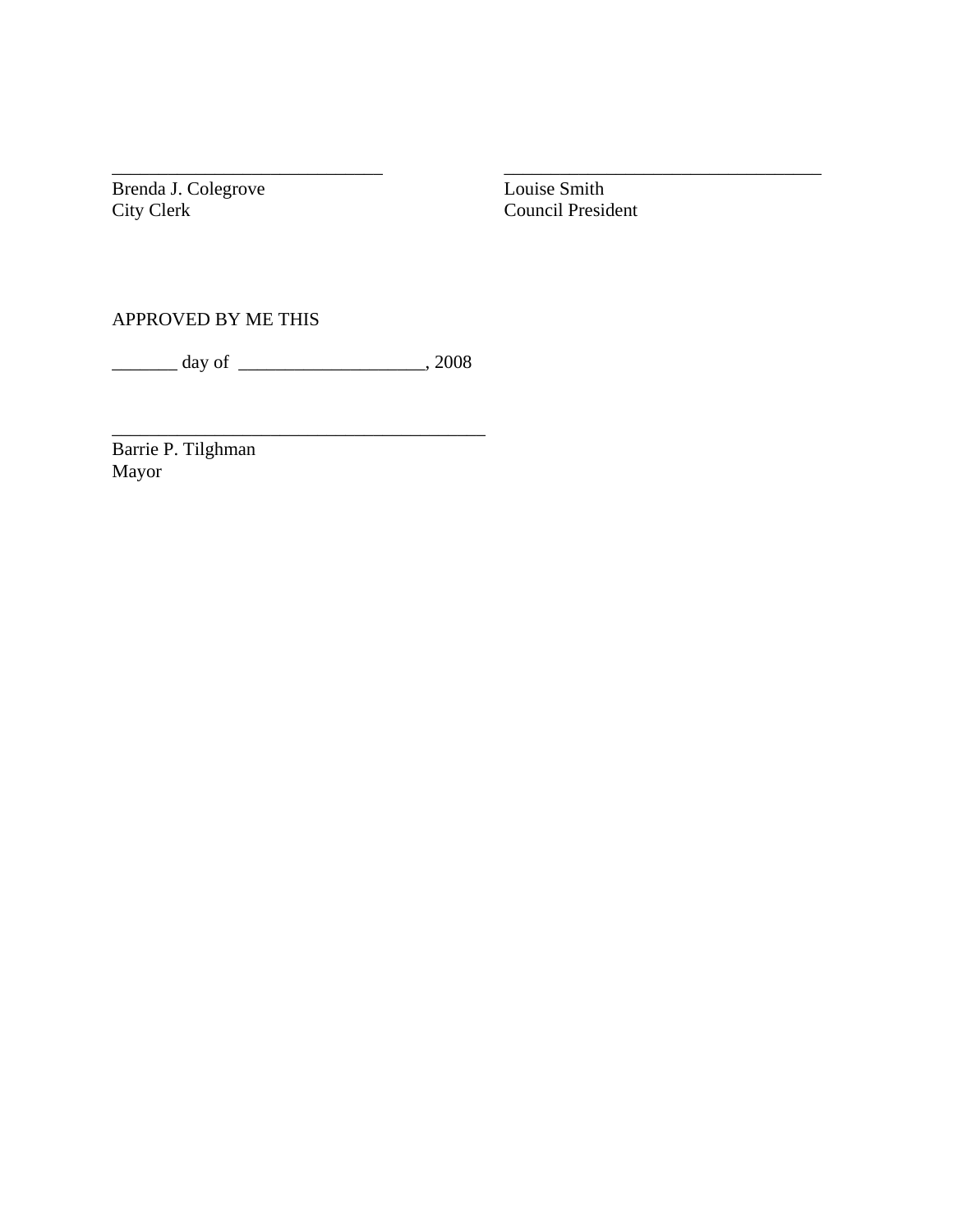_____________________________ _________________________________

Brenda J. Colegrove Louise Smith
City Clerk Council President

APPROVED BY ME THIS

_______ day of ____________________, 2008

________________________________________

Barrie P. Tilghman
Mayor